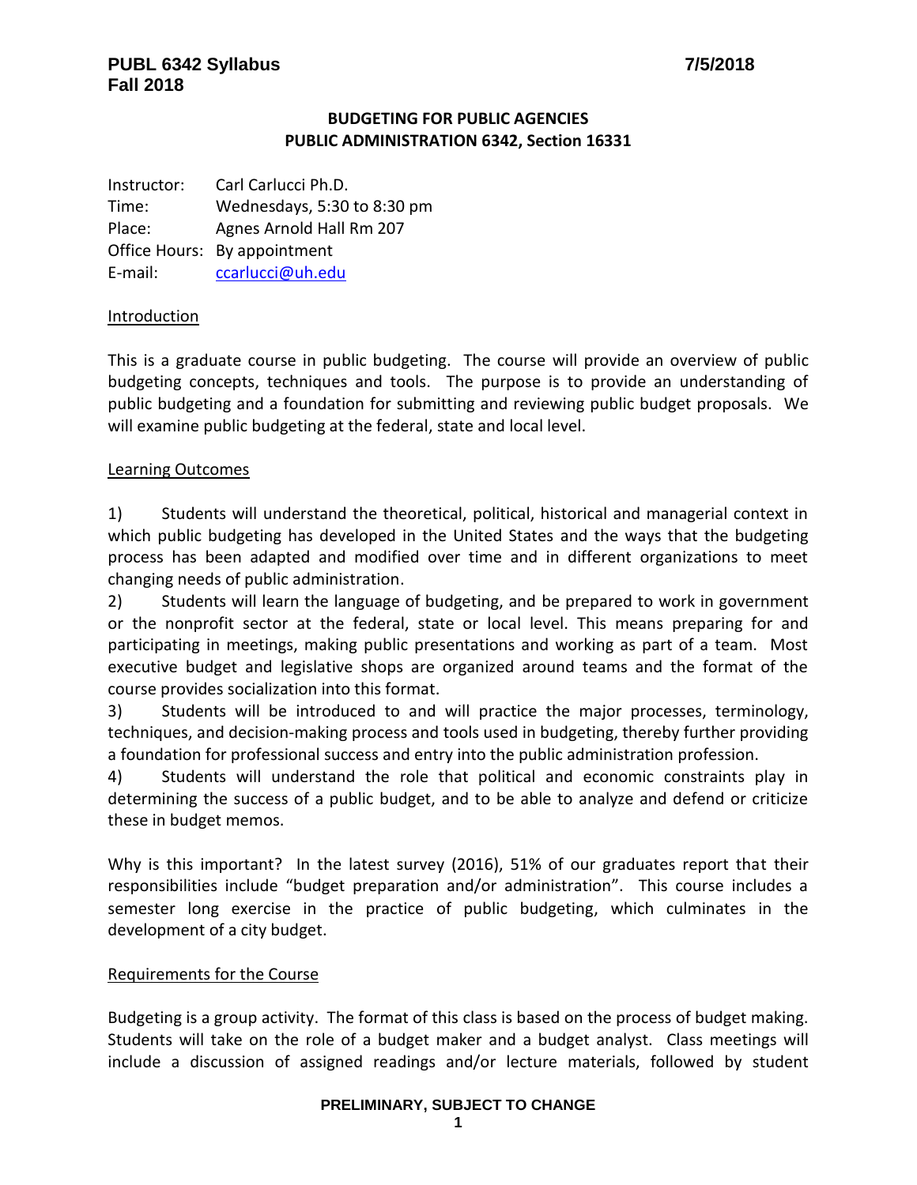# BUDGETING FOR PUBLIC AGENCIES
## PUBLIC ADMINISTRATION 6342, Section 16331

| | |
|---|---|
| Instructor: | Carl Carlucci Ph.D. |
| Time: | Wednesdays, 5:30 to 8:30 pm |
| Place: | Agnes Arnold Hall Rm 207 |
| Office Hours: | By appointment |
| E-mail: | ccarlucci@uh.edu |

### Introduction

This is a graduate course in public budgeting. The course will provide an overview of public budgeting concepts, techniques and tools. The purpose is to provide an understanding of public budgeting and a foundation for submitting and reviewing public budget proposals. We will examine public budgeting at the federal, state and local level.

### Learning Outcomes

1) Students will understand the theoretical, political, historical and managerial context in which public budgeting has developed in the United States and the ways that the budgeting process has been adapted and modified over time and in different organizations to meet changing needs of public administration.
2) Students will learn the language of budgeting, and be prepared to work in government or the nonprofit sector at the federal, state or local level. This means preparing for and participating in meetings, making public presentations and working as part of a team. Most executive budget and legislative shops are organized around teams and the format of the course provides socialization into this format.
3) Students will be introduced to and will practice the major processes, terminology, techniques, and decision-making process and tools used in budgeting, thereby further providing a foundation for professional success and entry into the public administration profession.
4) Students will understand the role that political and economic constraints play in determining the success of a public budget, and to be able to analyze and defend or criticize these in budget memos.

Why is this important? In the latest survey (2016), 51% of our graduates report that their responsibilities include "budget preparation and/or administration". This course includes a semester long exercise in the practice of public budgeting, which culminates in the development of a city budget.

### Requirements for the Course

Budgeting is a group activity. The format of this class is based on the process of budget making. Students will take on the role of a budget maker and a budget analyst. Class meetings will include a discussion of assigned readings and/or lecture materials, followed by student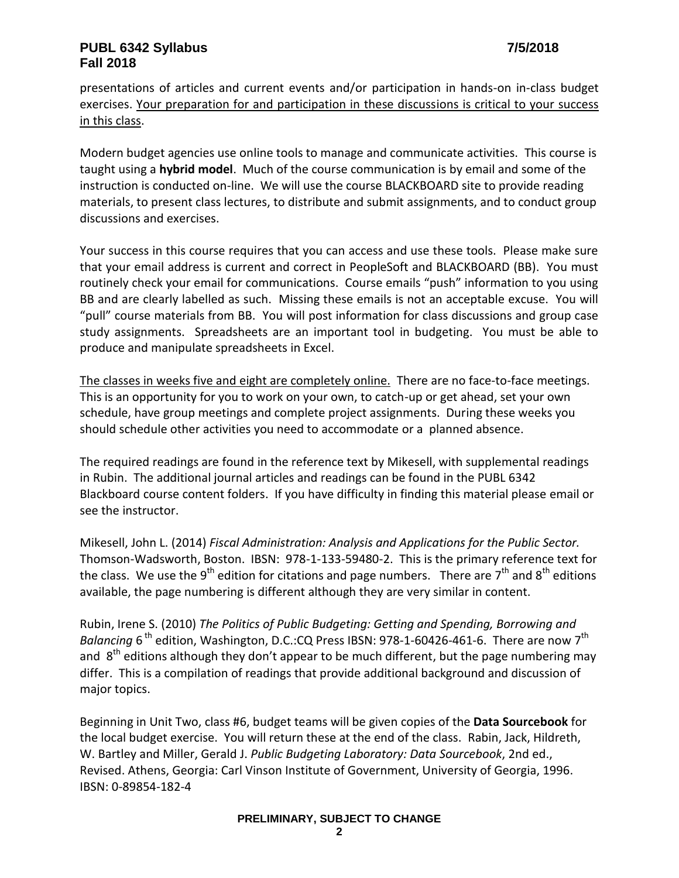presentations of articles and current events and/or participation in hands-on in-class budget exercises. <u>Your preparation for and participation in these discussions is critical to your success in this class</u>.

Modern budget agencies use online tools to manage and communicate activities. This course is taught using a **hybrid model**. Much of the course communication is by email and some of the instruction is conducted on-line. We will use the course BLACKBOARD site to provide reading materials, to present class lectures, to distribute and submit assignments, and to conduct group discussions and exercises.

Your success in this course requires that you can access and use these tools. Please make sure that your email address is current and correct in PeopleSoft and BLACKBOARD (BB). You must routinely check your email for communications. Course emails "push" information to you using BB and are clearly labelled as such. Missing these emails is not an acceptable excuse. You will "pull" course materials from BB. You will post information for class discussions and group case study assignments. Spreadsheets are an important tool in budgeting. You must be able to produce and manipulate spreadsheets in Excel.

<u>The classes in weeks five and eight are completely online.</u> There are no face-to-face meetings. This is an opportunity for you to work on your own, to catch-up or get ahead, set your own schedule, have group meetings and complete project assignments. During these weeks you should schedule other activities you need to accommodate or a planned absence.

The required readings are found in the reference text by Mikesell, with supplemental readings in Rubin. The additional journal articles and readings can be found in the PUBL 6342 Blackboard course content folders. If you have difficulty in finding this material please email or see the instructor.

Mikesell, John L. (2014) *Fiscal Administration: Analysis and Applications for the Public Sector.* Thomson-Wadsworth, Boston. IBSN: 978-1-133-59480-2. This is the primary reference text for the class. We use the 9th edition for citations and page numbers. There are 7th and 8th editions available, the page numbering is different although they are very similar in content.

Rubin, Irene S. (2010) *The Politics of Public Budgeting: Getting and Spending, Borrowing and Balancing* 6th edition, Washington, D.C.:CQ Press IBSN: 978-1-60426-461-6. There are now 7th and 8th editions although they don't appear to be much different, but the page numbering may differ. This is a compilation of readings that provide additional background and discussion of major topics.

Beginning in Unit Two, class #6, budget teams will be given copies of the **Data Sourcebook** for the local budget exercise. You will return these at the end of the class. Rabin, Jack, Hildreth, W. Bartley and Miller, Gerald J. *Public Budgeting Laboratory: Data Sourcebook*, 2nd ed., Revised. Athens, Georgia: Carl Vinson Institute of Government, University of Georgia, 1996. IBSN: 0-89854-182-4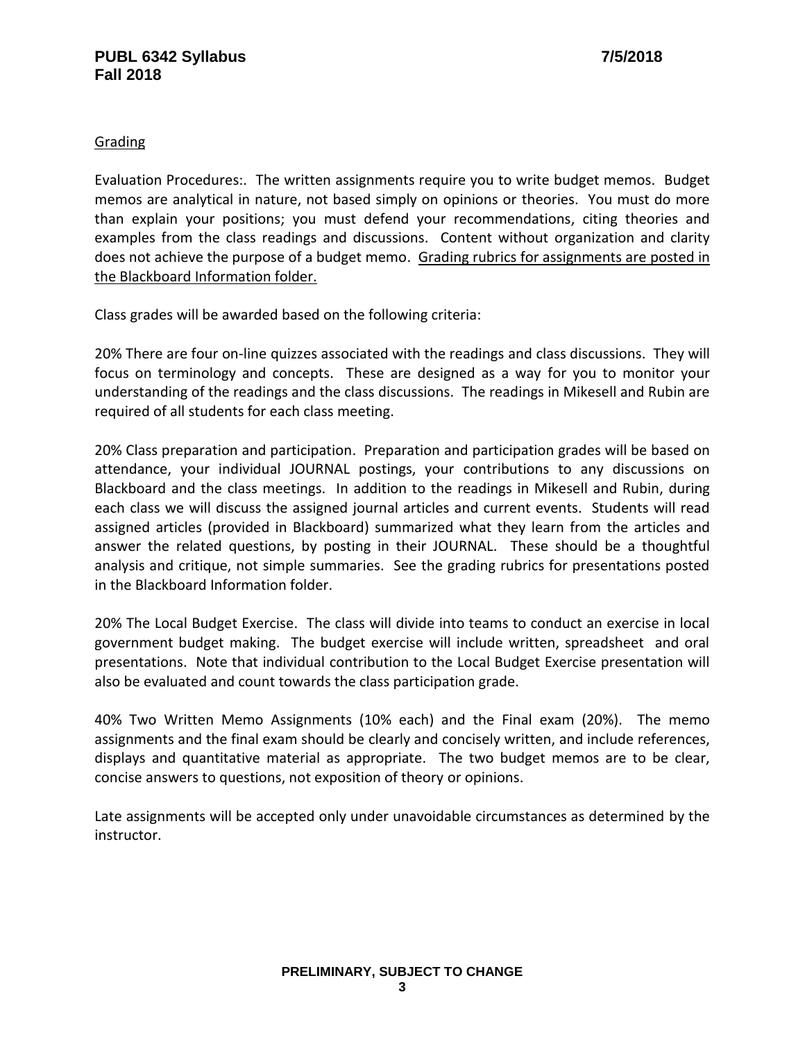## Grading

Evaluation Procedures:. The written assignments require you to write budget memos. Budget memos are analytical in nature, not based simply on opinions or theories. You must do more than explain your positions; you must defend your recommendations, citing theories and examples from the class readings and discussions. Content without organization and clarity does not achieve the purpose of a budget memo. Grading rubrics for assignments are posted in the Blackboard Information folder.

Class grades will be awarded based on the following criteria:

20% There are four on-line quizzes associated with the readings and class discussions. They will focus on terminology and concepts. These are designed as a way for you to monitor your understanding of the readings and the class discussions. The readings in Mikesell and Rubin are required of all students for each class meeting.

20% Class preparation and participation. Preparation and participation grades will be based on attendance, your individual JOURNAL postings, your contributions to any discussions on Blackboard and the class meetings. In addition to the readings in Mikesell and Rubin, during each class we will discuss the assigned journal articles and current events. Students will read assigned articles (provided in Blackboard) summarized what they learn from the articles and answer the related questions, by posting in their JOURNAL. These should be a thoughtful analysis and critique, not simple summaries. See the grading rubrics for presentations posted in the Blackboard Information folder.

20% The Local Budget Exercise. The class will divide into teams to conduct an exercise in local government budget making. The budget exercise will include written, spreadsheet and oral presentations. Note that individual contribution to the Local Budget Exercise presentation will also be evaluated and count towards the class participation grade.

40% Two Written Memo Assignments (10% each) and the Final exam (20%). The memo assignments and the final exam should be clearly and concisely written, and include references, displays and quantitative material as appropriate. The two budget memos are to be clear, concise answers to questions, not exposition of theory or opinions.

Late assignments will be accepted only under unavoidable circumstances as determined by the instructor.

**PRELIMINARY, SUBJECT TO CHANGE**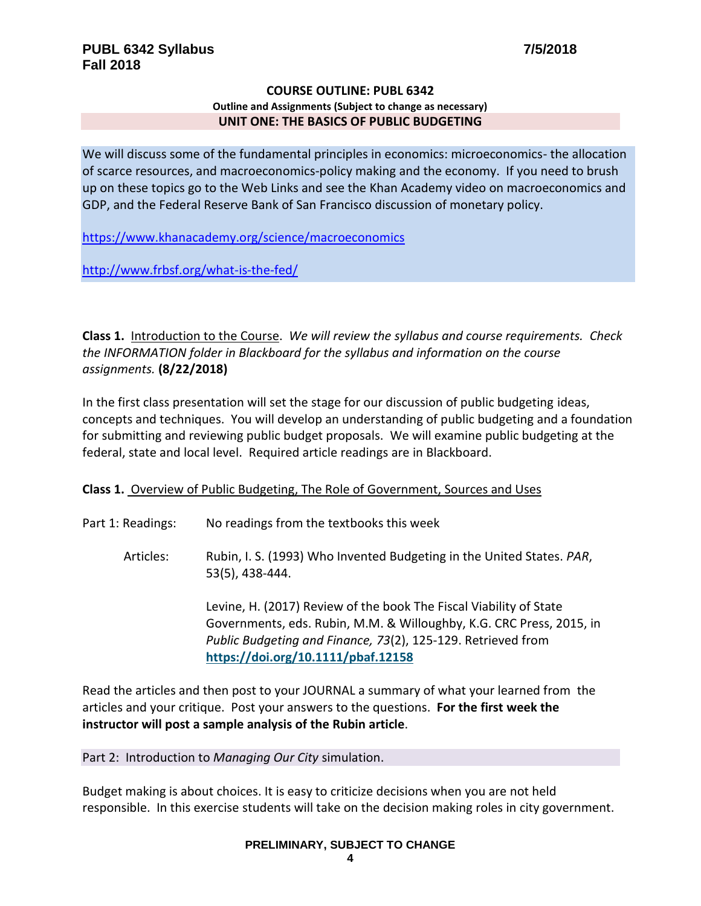## COURSE OUTLINE: PUBL 6342

**Outline and Assignments (Subject to change as necessary)**

### UNIT ONE: THE BASICS OF PUBLIC BUDGETING

We will discuss some of the fundamental principles in economics: microeconomics- the allocation of scarce resources, and macroeconomics-policy making and the economy. If you need to brush up on these topics go to the Web Links and see the Khan Academy video on macroeconomics and GDP, and the Federal Reserve Bank of San Francisco discussion of monetary policy.

https://www.khanacademy.org/science/macroeconomics

http://www.frbsf.org/what-is-the-fed/

**Class 1.** Introduction to the Course. *We will review the syllabus and course requirements. Check the INFORMATION folder in Blackboard for the syllabus and information on the course assignments.* **(8/22/2018)**

In the first class presentation will set the stage for our discussion of public budgeting ideas, concepts and techniques. You will develop an understanding of public budgeting and a foundation for submitting and reviewing public budget proposals. We will examine public budgeting at the federal, state and local level. Required article readings are in Blackboard.

**Class 1.** Overview of Public Budgeting, The Role of Government, Sources and Uses

Part 1: Readings: No readings from the textbooks this week

Articles: Rubin, I. S. (1993) Who Invented Budgeting in the United States. *PAR*, 53(5), 438-444.

Levine, H. (2017) Review of the book The Fiscal Viability of State Governments, eds. Rubin, M.M. & Willoughby, K.G. CRC Press, 2015, in *Public Budgeting and Finance, 73*(2), 125-129. Retrieved from **https://doi.org/10.1111/pbaf.12158**

Read the articles and then post to your JOURNAL a summary of what your learned from the articles and your critique. Post your answers to the questions. **For the first week the instructor will post a sample analysis of the Rubin article**.

Part 2: Introduction to *Managing Our City* simulation.

Budget making is about choices. It is easy to criticize decisions when you are not held responsible. In this exercise students will take on the decision making roles in city government.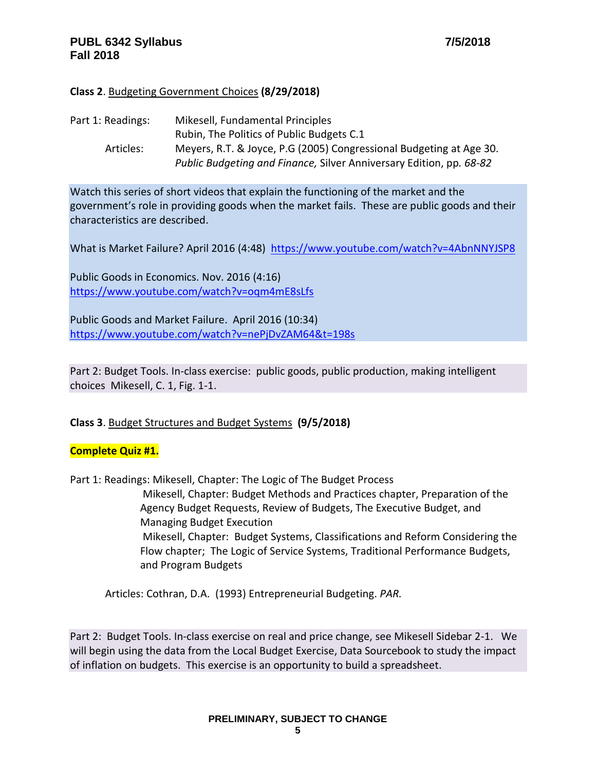**Class 2**. Budgeting Government Choices **(8/29/2018)**

Part 1: Readings: Mikesell, Fundamental Principles
Rubin, The Politics of Public Budgets C.1

Articles: Meyers, R.T. & Joyce, P.G (2005) Congressional Budgeting at Age 30. *Public Budgeting and Finance,* Silver Anniversary Edition, pp. *68-82*

Watch this series of short videos that explain the functioning of the market and the government's role in providing goods when the market fails. These are public goods and their characteristics are described.

What is Market Failure? April 2016 (4:48) https://www.youtube.com/watch?v=4AbnNNYJSP8

Public Goods in Economics. Nov. 2016 (4:16)
https://www.youtube.com/watch?v=oqm4mE8sLfs

Public Goods and Market Failure. April 2016 (10:34)
https://www.youtube.com/watch?v=nePjDvZAM64&t=198s

Part 2: Budget Tools. In-class exercise: public goods, public production, making intelligent choices Mikesell, C. 1, Fig. 1-1.

**Class 3**. Budget Structures and Budget Systems **(9/5/2018)**

**Complete Quiz #1.**

Part 1: Readings: Mikesell, Chapter: The Logic of The Budget Process
Mikesell, Chapter: Budget Methods and Practices chapter, Preparation of the Agency Budget Requests, Review of Budgets, The Executive Budget, and Managing Budget Execution
Mikesell, Chapter: Budget Systems, Classifications and Reform Considering the Flow chapter; The Logic of Service Systems, Traditional Performance Budgets, and Program Budgets

Articles: Cothran, D.A. (1993) Entrepreneurial Budgeting. *PAR.*

Part 2: Budget Tools. In-class exercise on real and price change, see Mikesell Sidebar 2-1. We will begin using the data from the Local Budget Exercise, Data Sourcebook to study the impact of inflation on budgets. This exercise is an opportunity to build a spreadsheet.

PRELIMINARY, SUBJECT TO CHANGE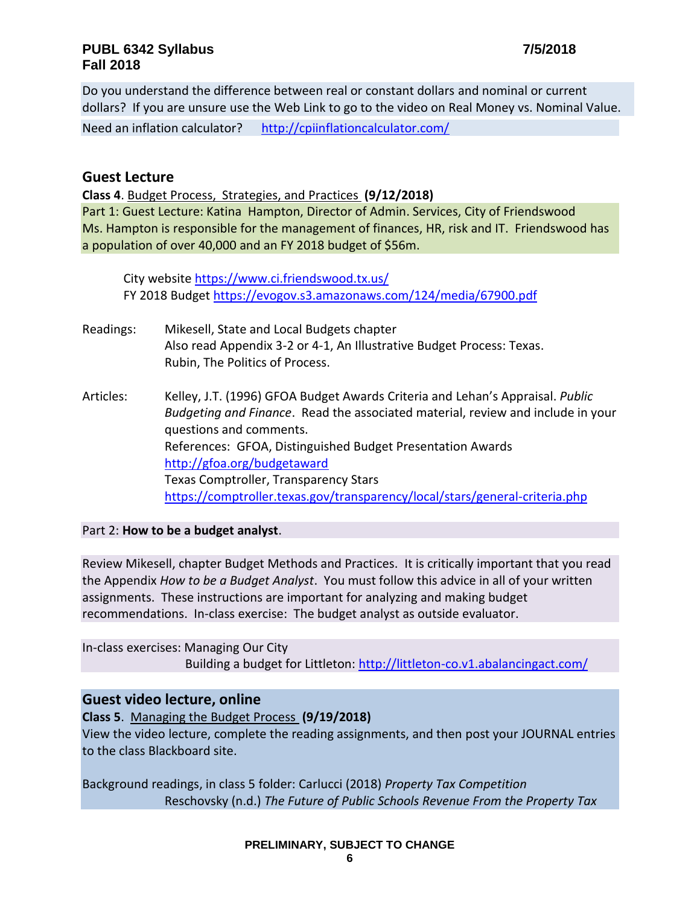Do you understand the difference between real or constant dollars and nominal or current dollars? If you are unsure use the Web Link to go to the video on Real Money vs. Nominal Value.

Need an inflation calculator? http://cpiinflationcalculator.com/

## Guest Lecture

**Class 4**. Budget Process, Strategies, and Practices **(9/12/2018)**

Part 1: Guest Lecture: Katina Hampton, Director of Admin. Services, City of Friendswood
Ms. Hampton is responsible for the management of finances, HR, risk and IT. Friendswood has a population of over 40,000 and an FY 2018 budget of $56m.

City website https://www.ci.friendswood.tx.us/
FY 2018 Budget https://evogov.s3.amazonaws.com/124/media/67900.pdf

Readings: Mikesell, State and Local Budgets chapter
Also read Appendix 3-2 or 4-1, An Illustrative Budget Process: Texas.
Rubin, The Politics of Process.

Articles: Kelley, J.T. (1996) GFOA Budget Awards Criteria and Lehan's Appraisal. *Public Budgeting and Finance*. Read the associated material, review and include in your questions and comments.
References: GFOA, Distinguished Budget Presentation Awards http://gfoa.org/budgetaward
Texas Comptroller, Transparency Stars https://comptroller.texas.gov/transparency/local/stars/general-criteria.php

Part 2: **How to be a budget analyst**.

Review Mikesell, chapter Budget Methods and Practices. It is critically important that you read the Appendix *How to be a Budget Analyst*. You must follow this advice in all of your written assignments. These instructions are important for analyzing and making budget recommendations. In-class exercise: The budget analyst as outside evaluator.

In-class exercises: Managing Our City
Building a budget for Littleton: http://littleton-co.v1.abalancingact.com/

## Guest video lecture, online

**Class 5**. Managing the Budget Process **(9/19/2018)**

View the video lecture, complete the reading assignments, and then post your JOURNAL entries to the class Blackboard site.

Background readings, in class 5 folder: Carlucci (2018) *Property Tax Competition*
Reschovsky (n.d.) *The Future of Public Schools Revenue From the Property Tax*

PRELIMINARY, SUBJECT TO CHANGE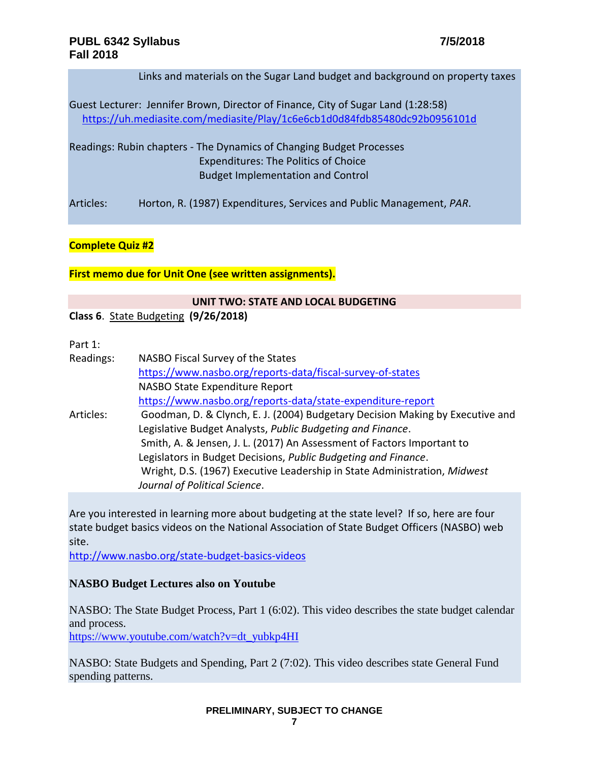Links and materials on the Sugar Land budget and background on property taxes

Guest Lecturer: Jennifer Brown, Director of Finance, City of Sugar Land (1:28:58)
https://uh.mediasite.com/mediasite/Play/1c6e6cb1d0d84fdb85480dc92b0956101d

Readings: Rubin chapters - The Dynamics of Changing Budget Processes
Expenditures: The Politics of Choice
Budget Implementation and Control

Articles: Horton, R. (1987) Expenditures, Services and Public Management, *PAR*.

**Complete Quiz #2**

**First memo due for Unit One (see written assignments).**

## UNIT TWO: STATE AND LOCAL BUDGETING

**Class 6**. State Budgeting **(9/26/2018)**

Part 1:

Readings: NASBO Fiscal Survey of the States
https://www.nasbo.org/reports-data/fiscal-survey-of-states
NASBO State Expenditure Report
https://www.nasbo.org/reports-data/state-expenditure-report

Articles: Goodman, D. & Clynch, E. J. (2004) Budgetary Decision Making by Executive and Legislative Budget Analysts, *Public Budgeting and Finance*.
Smith, A. & Jensen, J. L. (2017) An Assessment of Factors Important to Legislators in Budget Decisions, *Public Budgeting and Finance*.
Wright, D.S. (1967) Executive Leadership in State Administration, *Midwest Journal of Political Science*.

Are you interested in learning more about budgeting at the state level? If so, here are four state budget basics videos on the National Association of State Budget Officers (NASBO) web site.
http://www.nasbo.org/state-budget-basics-videos

**NASBO Budget Lectures also on Youtube**

NASBO: The State Budget Process, Part 1 (6:02). This video describes the state budget calendar and process.
https://www.youtube.com/watch?v=dt_yubkp4HI

NASBO: State Budgets and Spending, Part 2 (7:02). This video describes state General Fund spending patterns.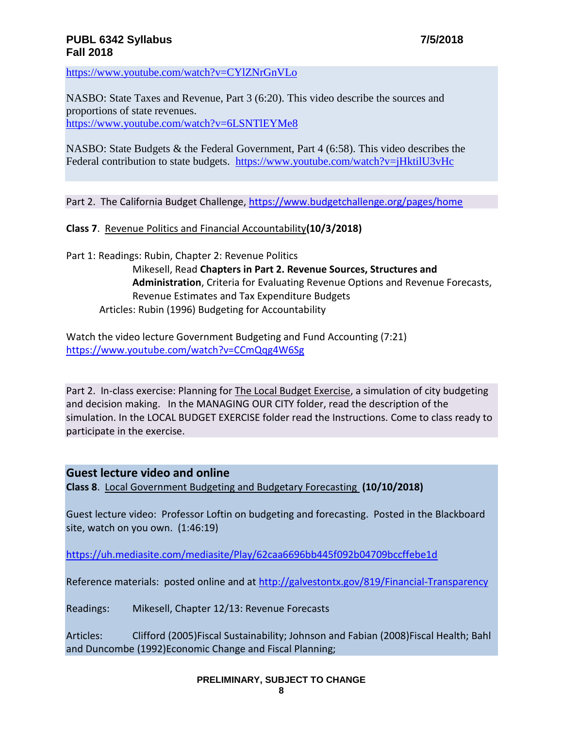https://www.youtube.com/watch?v=CYlZNrGnVLo

NASBO: State Taxes and Revenue, Part 3 (6:20). This video describe the sources and proportions of state revenues.
https://www.youtube.com/watch?v=6LSNTlEYMe8

NASBO: State Budgets & the Federal Government, Part 4 (6:58). This video describes the Federal contribution to state budgets. https://www.youtube.com/watch?v=jHktilU3vHc

Part 2. The California Budget Challenge, https://www.budgetchallenge.org/pages/home

**Class 7**. Revenue Politics and Financial Accountability**(10/3/2018)**

Part 1: Readings: Rubin, Chapter 2: Revenue Politics

Mikesell, Read **Chapters in Part 2. Revenue Sources, Structures and Administration**, Criteria for Evaluating Revenue Options and Revenue Forecasts, Revenue Estimates and Tax Expenditure Budgets

Articles: Rubin (1996) Budgeting for Accountability

Watch the video lecture Government Budgeting and Fund Accounting (7:21)
https://www.youtube.com/watch?v=CCmQqg4W6Sg

Part 2. In-class exercise: Planning for The Local Budget Exercise, a simulation of city budgeting and decision making. In the MANAGING OUR CITY folder, read the description of the simulation. In the LOCAL BUDGET EXERCISE folder read the Instructions. Come to class ready to participate in the exercise.

## Guest lecture video and online

**Class 8**. Local Government Budgeting and Budgetary Forecasting **(10/10/2018)**

Guest lecture video: Professor Loftin on budgeting and forecasting. Posted in the Blackboard site, watch on you own. (1:46:19)

https://uh.mediasite.com/mediasite/Play/62caa6696bb445f092b04709bccffebe1d

Reference materials: posted online and at http://galvestontx.gov/819/Financial-Transparency

Readings: Mikesell, Chapter 12/13: Revenue Forecasts

Articles: Clifford (2005)Fiscal Sustainability; Johnson and Fabian (2008)Fiscal Health; Bahl and Duncombe (1992)Economic Change and Fiscal Planning;

PRELIMINARY, SUBJECT TO CHANGE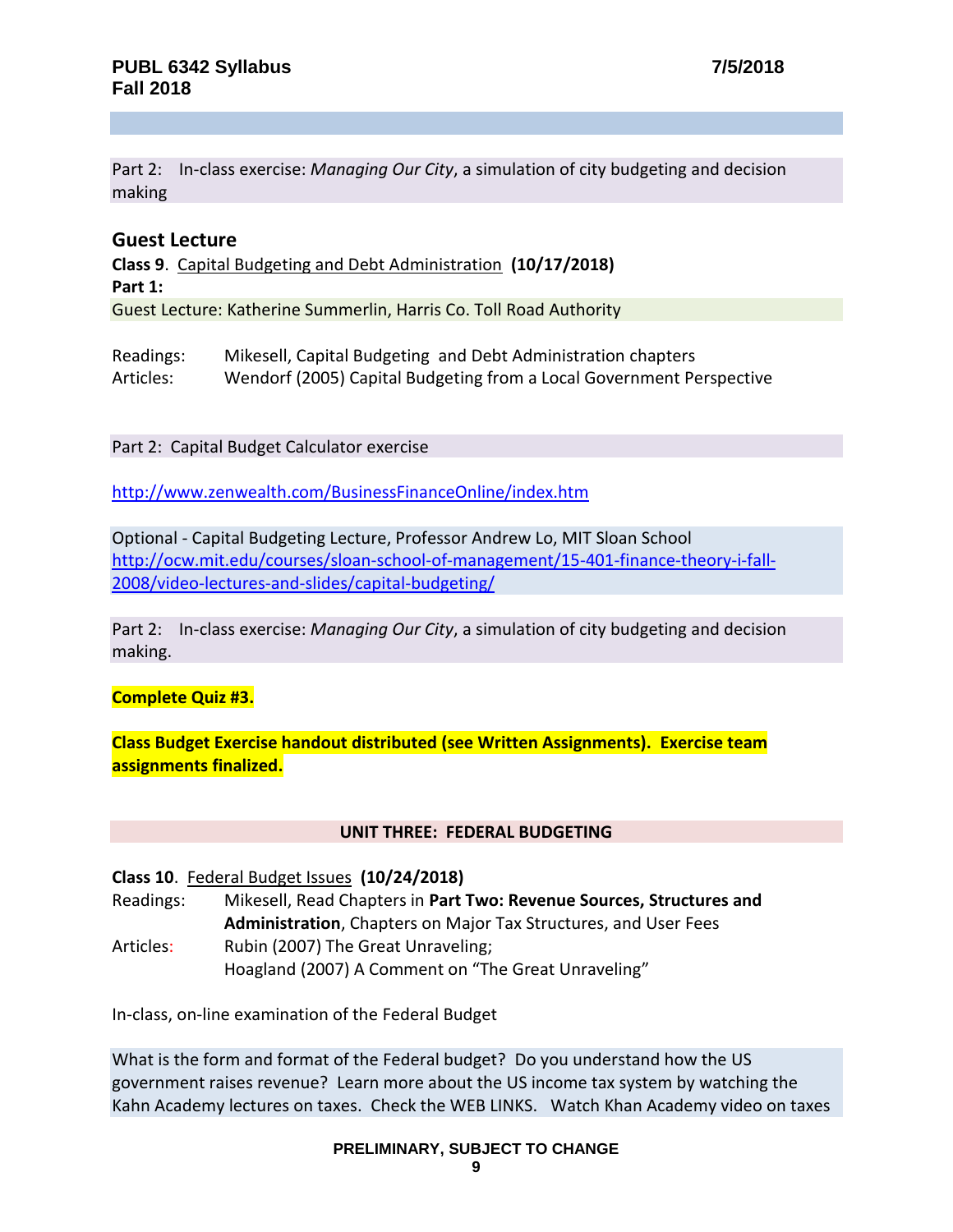Part 2: In-class exercise: *Managing Our City*, a simulation of city budgeting and decision making

## Guest Lecture

**Class 9**. Capital Budgeting and Debt Administration **(10/17/2018)**
**Part 1:**
Guest Lecture: Katherine Summerlin, Harris Co. Toll Road Authority

Readings: Mikesell, Capital Budgeting and Debt Administration chapters
Articles: Wendorf (2005) Capital Budgeting from a Local Government Perspective

Part 2: Capital Budget Calculator exercise

http://www.zenwealth.com/BusinessFinanceOnline/index.htm

Optional - Capital Budgeting Lecture, Professor Andrew Lo, MIT Sloan School
http://ocw.mit.edu/courses/sloan-school-of-management/15-401-finance-theory-i-fall-2008/video-lectures-and-slides/capital-budgeting/

Part 2: In-class exercise: *Managing Our City*, a simulation of city budgeting and decision making.

**Complete Quiz #3.**

**Class Budget Exercise handout distributed (see Written Assignments). Exercise team assignments finalized.**

## UNIT THREE: FEDERAL BUDGETING

**Class 10**. Federal Budget Issues **(10/24/2018)**
Readings: Mikesell, Read Chapters in **Part Two: Revenue Sources, Structures and Administration**, Chapters on Major Tax Structures, and User Fees
Articles: Rubin (2007) The Great Unraveling;
Hoagland (2007) A Comment on "The Great Unraveling"

In-class, on-line examination of the Federal Budget

What is the form and format of the Federal budget? Do you understand how the US government raises revenue? Learn more about the US income tax system by watching the Kahn Academy lectures on taxes. Check the WEB LINKS. Watch Khan Academy video on taxes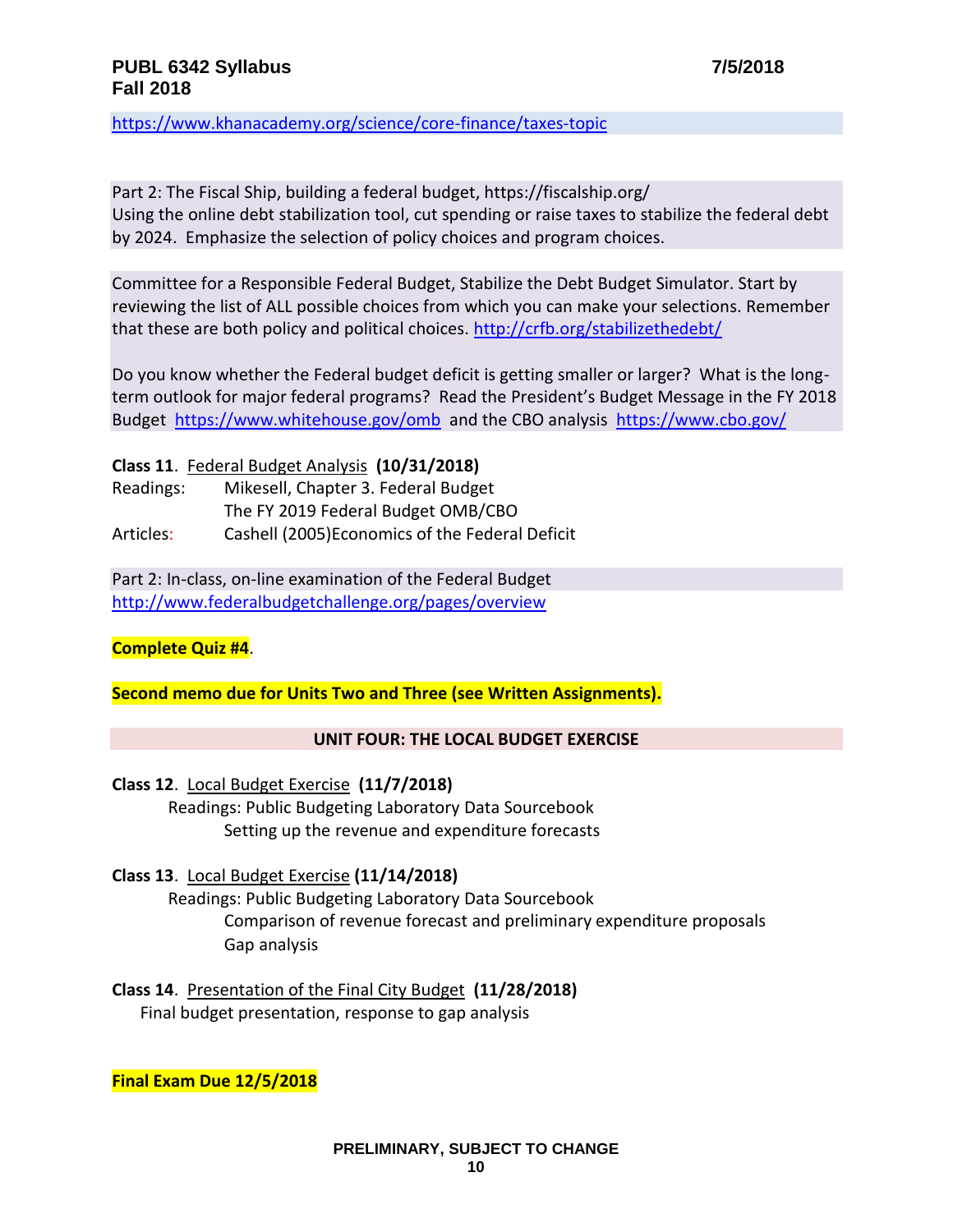https://www.khanacademy.org/science/core-finance/taxes-topic

Part 2: The Fiscal Ship, building a federal budget, https://fiscalship.org/
Using the online debt stabilization tool, cut spending or raise taxes to stabilize the federal debt by 2024. Emphasize the selection of policy choices and program choices.

Committee for a Responsible Federal Budget, Stabilize the Debt Budget Simulator. Start by reviewing the list of ALL possible choices from which you can make your selections. Remember that these are both policy and political choices. http://crfb.org/stabilizethedebt/

Do you know whether the Federal budget deficit is getting smaller or larger? What is the long-term outlook for major federal programs? Read the President's Budget Message in the FY 2018 Budget https://www.whitehouse.gov/omb and the CBO analysis https://www.cbo.gov/

**Class 11**. Federal Budget Analysis **(10/31/2018)**

Readings: Mikesell, Chapter 3. Federal Budget
The FY 2019 Federal Budget OMB/CBO

Articles: Cashell (2005)Economics of the Federal Deficit

Part 2: In-class, on-line examination of the Federal Budget
http://www.federalbudgetchallenge.org/pages/overview

**Complete Quiz #4**.

**Second memo due for Units Two and Three (see Written Assignments).**

**UNIT FOUR: THE LOCAL BUDGET EXERCISE**

**Class 12**. Local Budget Exercise **(11/7/2018)**

Readings: Public Budgeting Laboratory Data Sourcebook
Setting up the revenue and expenditure forecasts

**Class 13**. Local Budget Exercise **(11/14/2018)**

Readings: Public Budgeting Laboratory Data Sourcebook
Comparison of revenue forecast and preliminary expenditure proposals
Gap analysis

**Class 14**. Presentation of the Final City Budget **(11/28/2018)**

Final budget presentation, response to gap analysis

**Final Exam Due 12/5/2018**

**PRELIMINARY, SUBJECT TO CHANGE**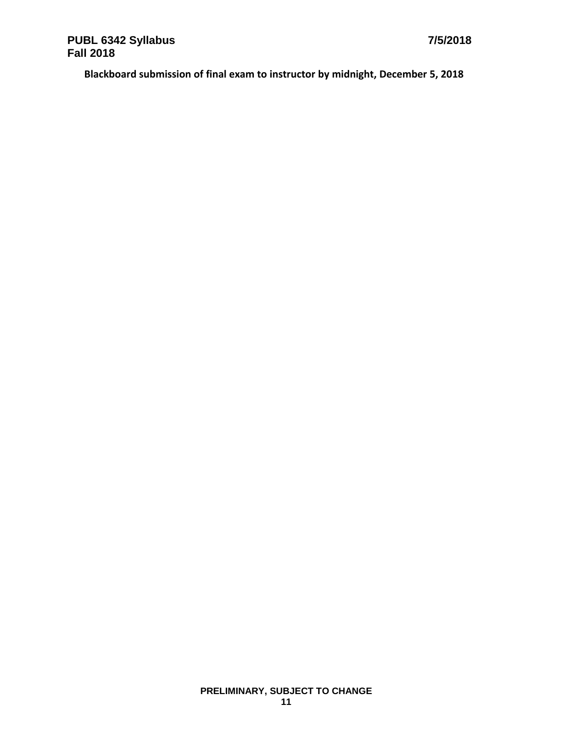**Blackboard submission of final exam to instructor by midnight, December 5, 2018**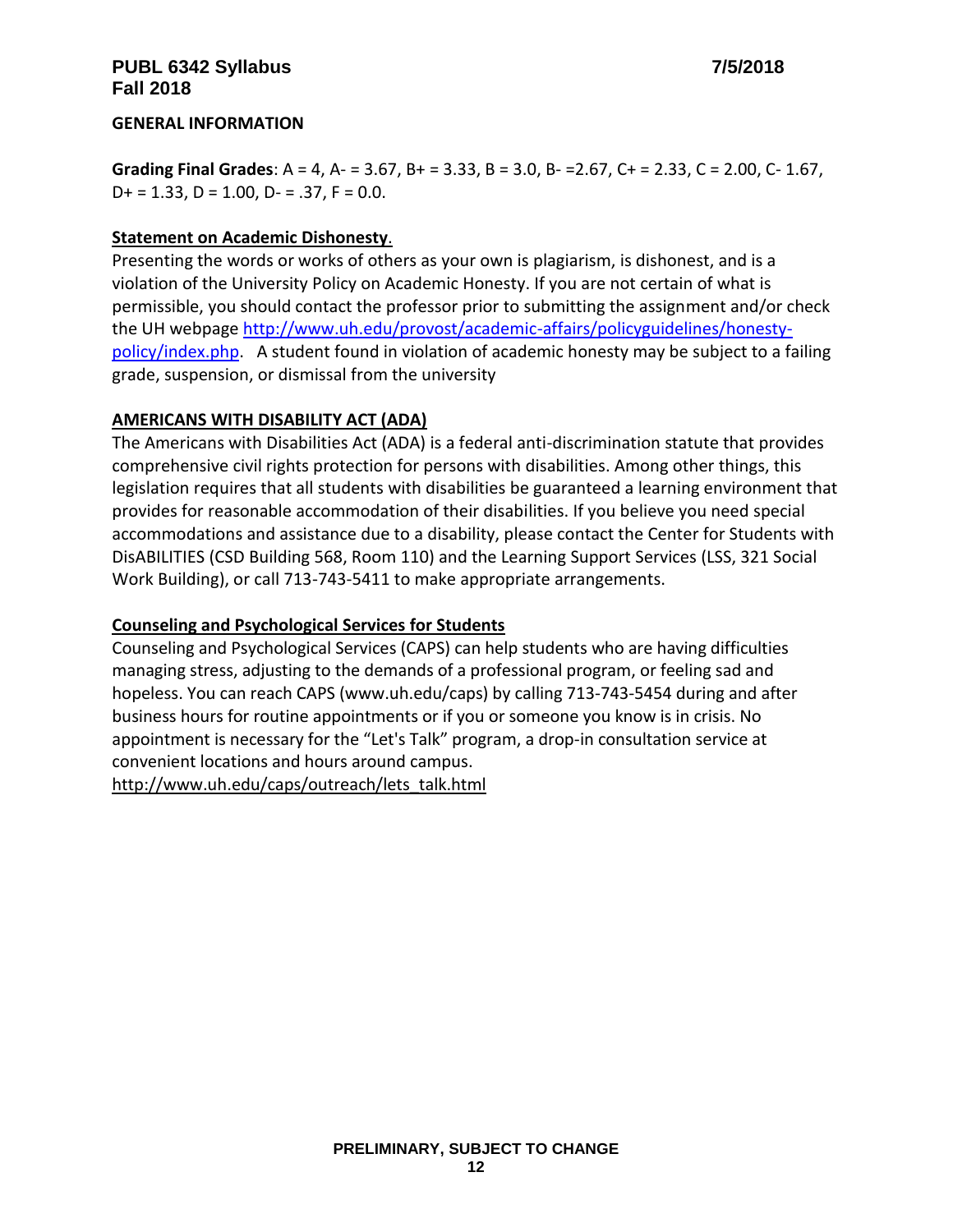**GENERAL INFORMATION**

**Grading Final Grades**: A = 4, A- = 3.67, B+ = 3.33, B = 3.0, B- =2.67, C+ = 2.33, C = 2.00, C- 1.67, D+ = 1.33, D = 1.00, D- = .37, F = 0.0.

**Statement on Academic Dishonesty**.

Presenting the words or works of others as your own is plagiarism, is dishonest, and is a violation of the University Policy on Academic Honesty. If you are not certain of what is permissible, you should contact the professor prior to submitting the assignment and/or check the UH webpage http://www.uh.edu/provost/academic-affairs/policyguidelines/honesty-policy/index.php. A student found in violation of academic honesty may be subject to a failing grade, suspension, or dismissal from the university

**AMERICANS WITH DISABILITY ACT (ADA)**

The Americans with Disabilities Act (ADA) is a federal anti-discrimination statute that provides comprehensive civil rights protection for persons with disabilities. Among other things, this legislation requires that all students with disabilities be guaranteed a learning environment that provides for reasonable accommodation of their disabilities. If you believe you need special accommodations and assistance due to a disability, please contact the Center for Students with DisABILITIES (CSD Building 568, Room 110) and the Learning Support Services (LSS, 321 Social Work Building), or call 713-743-5411 to make appropriate arrangements.

**Counseling and Psychological Services for Students**

Counseling and Psychological Services (CAPS) can help students who are having difficulties managing stress, adjusting to the demands of a professional program, or feeling sad and hopeless. You can reach CAPS (www.uh.edu/caps) by calling 713-743-5454 during and after business hours for routine appointments or if you or someone you know is in crisis. No appointment is necessary for the "Let's Talk" program, a drop-in consultation service at convenient locations and hours around campus.
http://www.uh.edu/caps/outreach/lets_talk.html

PRELIMINARY, SUBJECT TO CHANGE